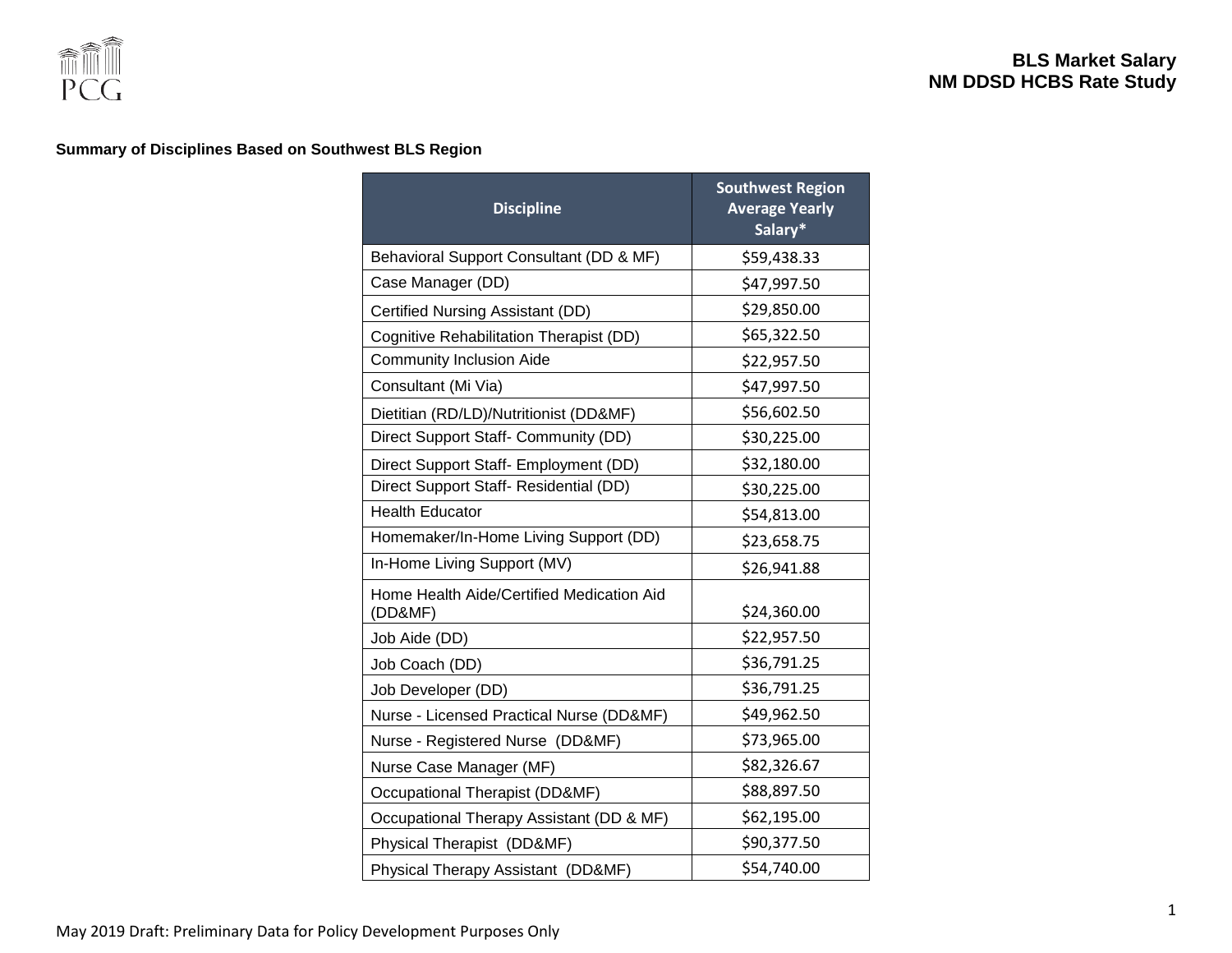**Summary of Disciplines Based on Southwest BLS Region**

| Discipline | Southwest Region Average Yearly Salary* |
|---|---|
| Behavioral Support Consultant (DD & MF) | $59,438.33 |
| Case Manager (DD) | $47,997.50 |
| Certified Nursing Assistant (DD) | $29,850.00 |
| Cognitive Rehabilitation Therapist (DD) | $65,322.50 |
| Community Inclusion Aide | $22,957.50 |
| Consultant (Mi Via) | $47,997.50 |
| Dietitian (RD/LD)/Nutritionist (DD&MF) | $56,602.50 |
| Direct Support Staff- Community (DD) | $30,225.00 |
| Direct Support Staff- Employment (DD) | $32,180.00 |
| Direct Support Staff- Residential (DD) | $30,225.00 |
| Health Educator | $54,813.00 |
| Homemaker/In-Home Living Support (DD) | $23,658.75 |
| In-Home Living Support (MV) | $26,941.88 |
| Home Health Aide/Certified Medication Aid (DD&MF) | $24,360.00 |
| Job Aide (DD) | $22,957.50 |
| Job Coach (DD) | $36,791.25 |
| Job Developer (DD) | $36,791.25 |
| Nurse - Licensed Practical Nurse (DD&MF) | $49,962.50 |
| Nurse - Registered Nurse (DD&MF) | $73,965.00 |
| Nurse Case Manager (MF) | $82,326.67 |
| Occupational Therapist (DD&MF) | $88,897.50 |
| Occupational Therapy Assistant (DD & MF) | $62,195.00 |
| Physical Therapist (DD&MF) | $90,377.50 |
| Physical Therapy Assistant (DD&MF) | $54,740.00 |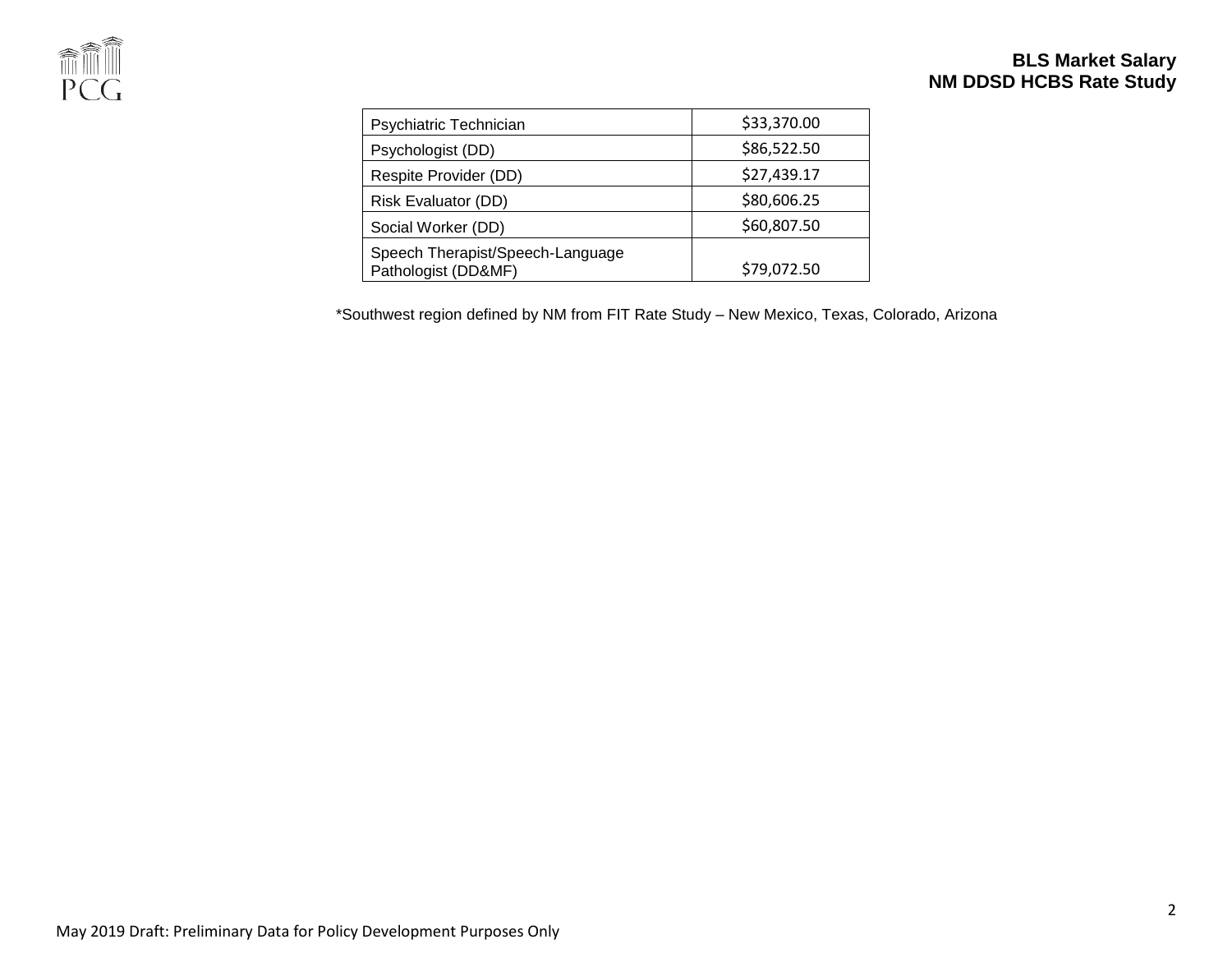| | |
|---|---|
| Psychiatric Technician | $33,370.00 |
| Psychologist (DD) | $86,522.50 |
| Respite Provider (DD) | $27,439.17 |
| Risk Evaluator (DD) | $80,606.25 |
| Social Worker (DD) | $60,807.50 |
| Speech Therapist/Speech-Language Pathologist (DD&MF) | $79,072.50 |

*Southwest region defined by NM from FIT Rate Study – New Mexico, Texas, Colorado, Arizona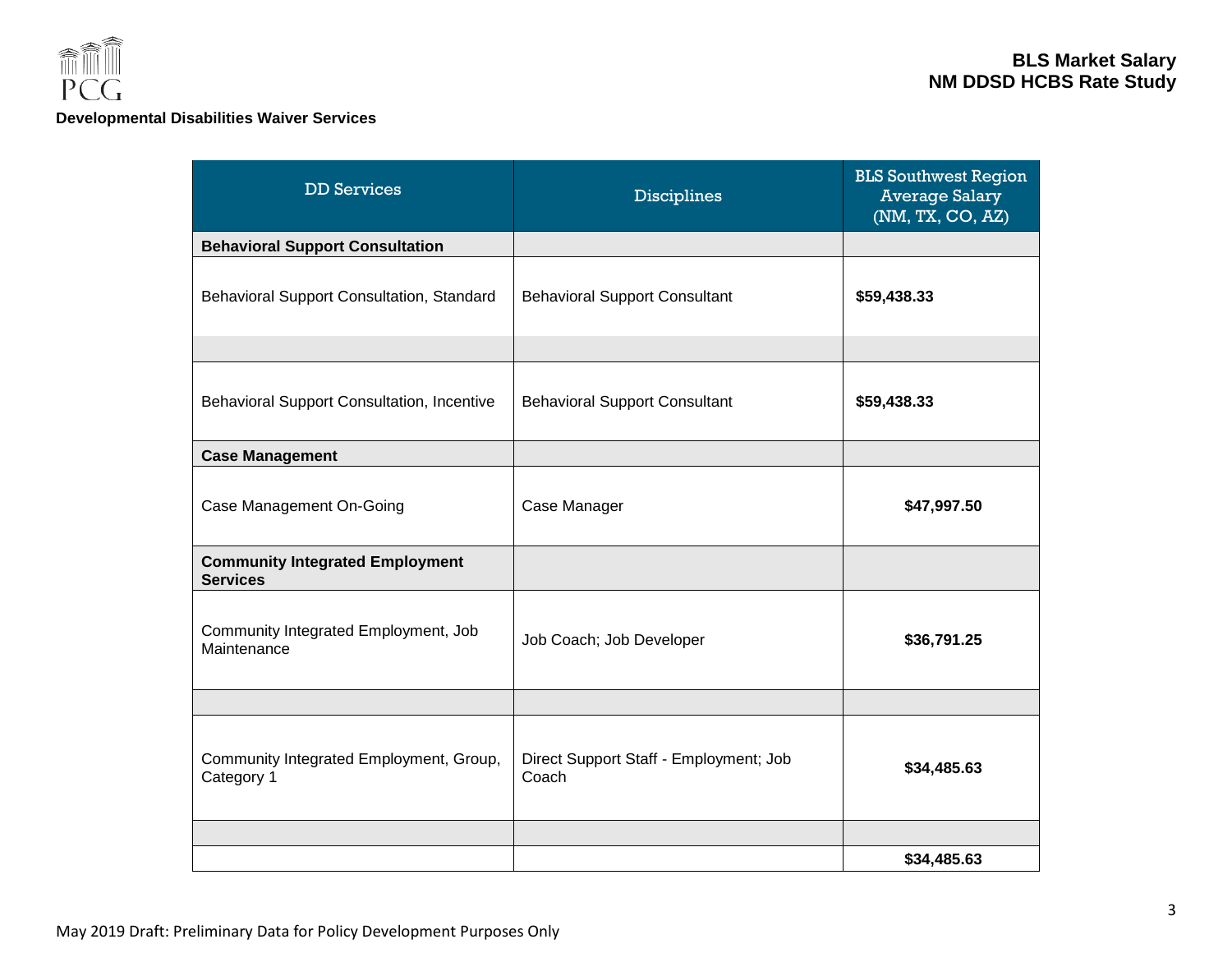**BLS Market Salary**
**NM DDSD HCBS Rate Study**

**Developmental Disabilities Waiver Services**

| DD Services | Disciplines | BLS Southwest Region Average Salary (NM, TX, CO, AZ) |
|---|---|---|
| **Behavioral Support Consultation** | | |
| Behavioral Support Consultation, Standard | Behavioral Support Consultant | **$59,438.33** |
| | | |
| Behavioral Support Consultation, Incentive | Behavioral Support Consultant | **$59,438.33** |
| **Case Management** | | |
| Case Management On-Going | Case Manager | **$47,997.50** |
| **Community Integrated Employment Services** | | |
| Community Integrated Employment, Job Maintenance | Job Coach; Job Developer | **$36,791.25** |
| | | |
| Community Integrated Employment, Group, Category 1 | Direct Support Staff - Employment; Job Coach | **$34,485.63** |
| | | |
| | | **$34,485.63** |

May 2019 Draft: Preliminary Data for Policy Development Purposes Only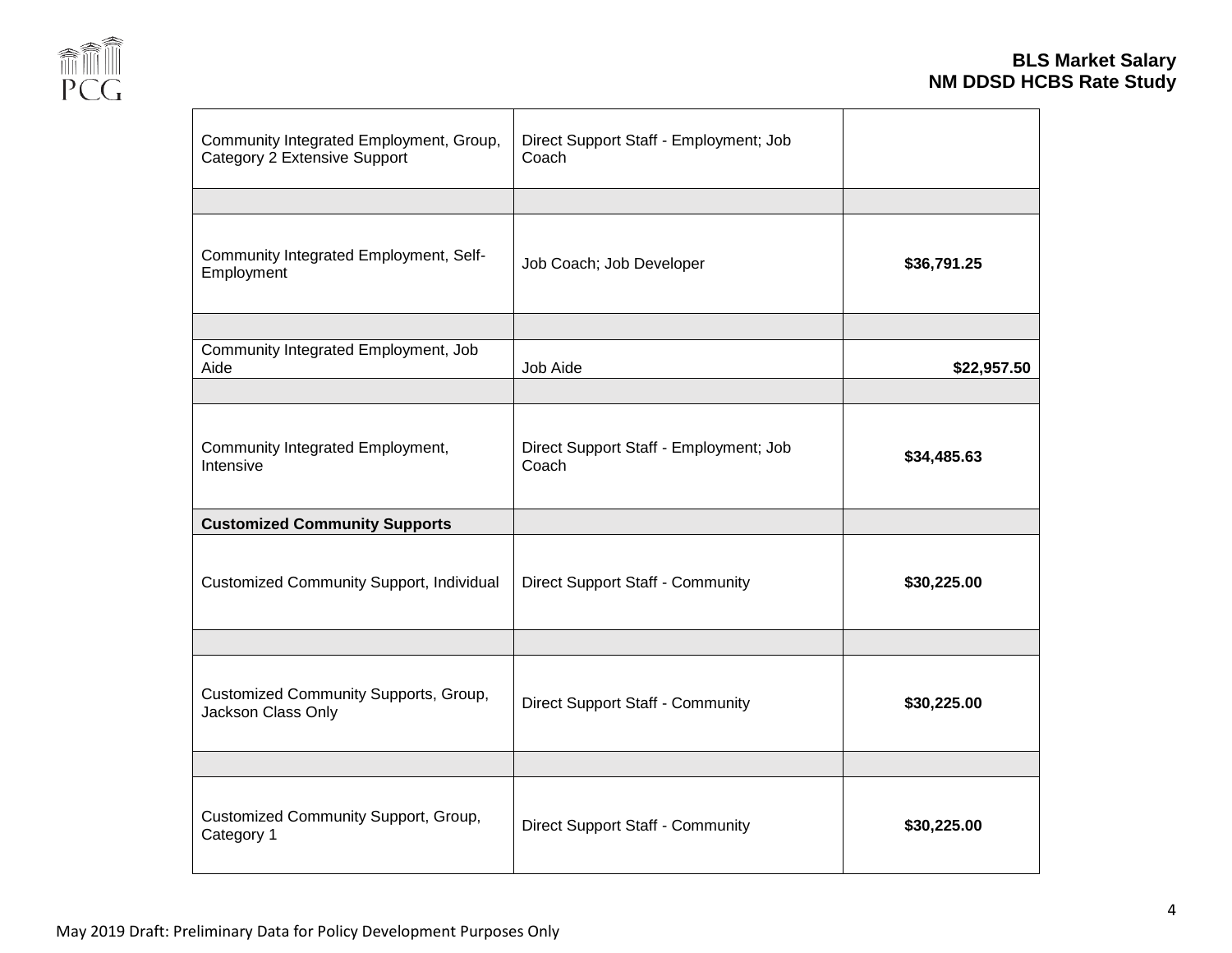| | | |
|---|---|---|
| Community Integrated Employment, Group, Category 2 Extensive Support | Direct Support Staff - Employment; Job Coach | |
| | | |
| Community Integrated Employment, Self-Employment | Job Coach; Job Developer | **$36,791.25** |
| | | |
| Community Integrated Employment, Job Aide | Job Aide | **$22,957.50** |
| | | |
| Community Integrated Employment, Intensive | Direct Support Staff - Employment; Job Coach | **$34,485.63** |
| **Customized Community Supports** | | |
| Customized Community Support, Individual | Direct Support Staff - Community | **$30,225.00** |
| | | |
| Customized Community Supports, Group, Jackson Class Only | Direct Support Staff - Community | **$30,225.00** |
| | | |
| Customized Community Support, Group, Category 1 | Direct Support Staff - Community | **$30,225.00** |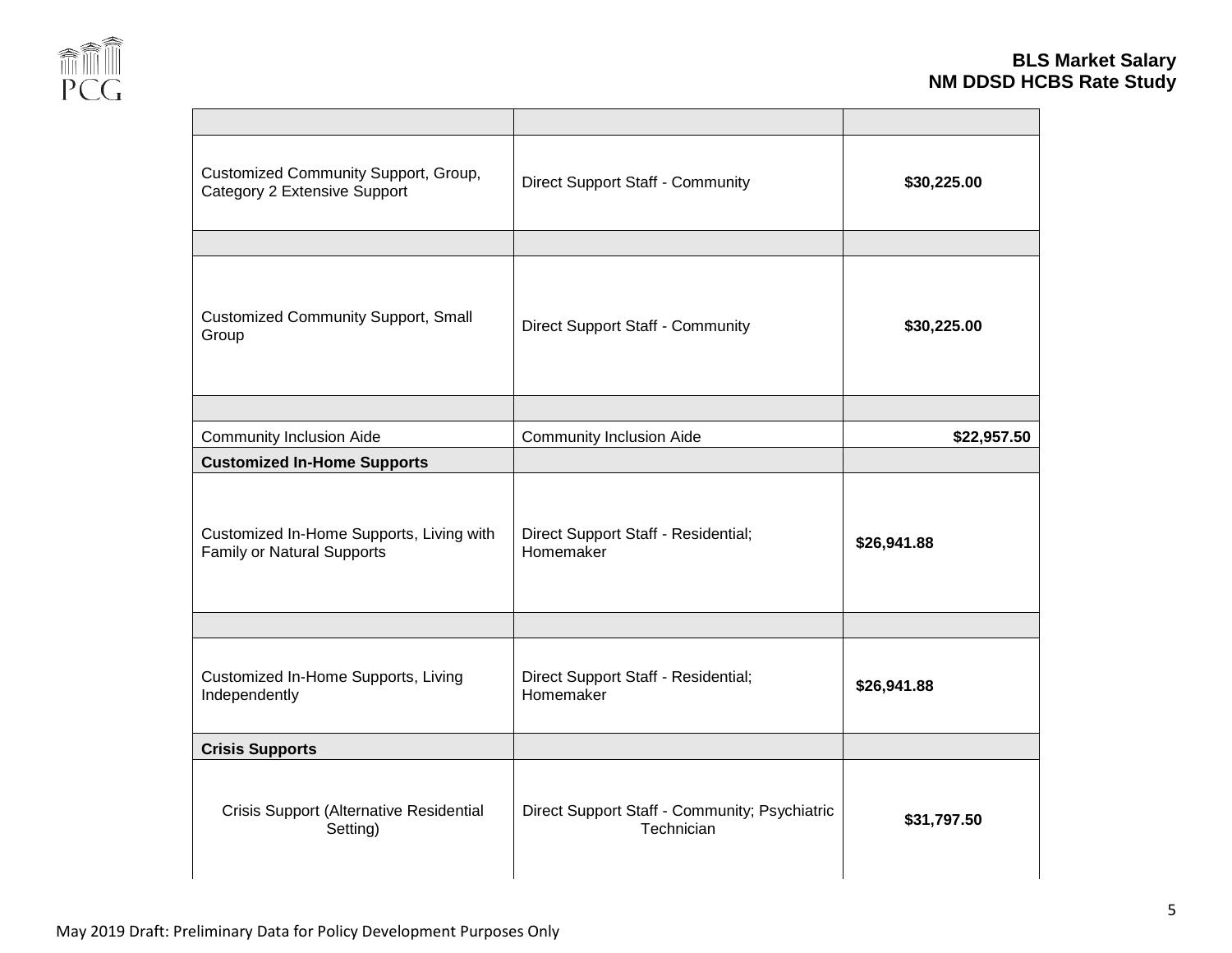| | | |
|---|---|---|
| | | |
| Customized Community Support, Group, Category 2 Extensive Support | Direct Support Staff - Community | **$30,225.00** |
| | | |
| Customized Community Support, Small Group | Direct Support Staff - Community | **$30,225.00** |
| | | |
| Community Inclusion Aide | Community Inclusion Aide | **$22,957.50** |
| **Customized In-Home Supports** | | |
| Customized In-Home Supports, Living with Family or Natural Supports | Direct Support Staff - Residential; Homemaker | **$26,941.88** |
| | | |
| Customized In-Home Supports, Living Independently | Direct Support Staff - Residential; Homemaker | **$26,941.88** |
| **Crisis Supports** | | |
| Crisis Support (Alternative Residential Setting) | Direct Support Staff - Community; Psychiatric Technician | **$31,797.50** |

May 2019 Draft: Preliminary Data for Policy Development Purposes Only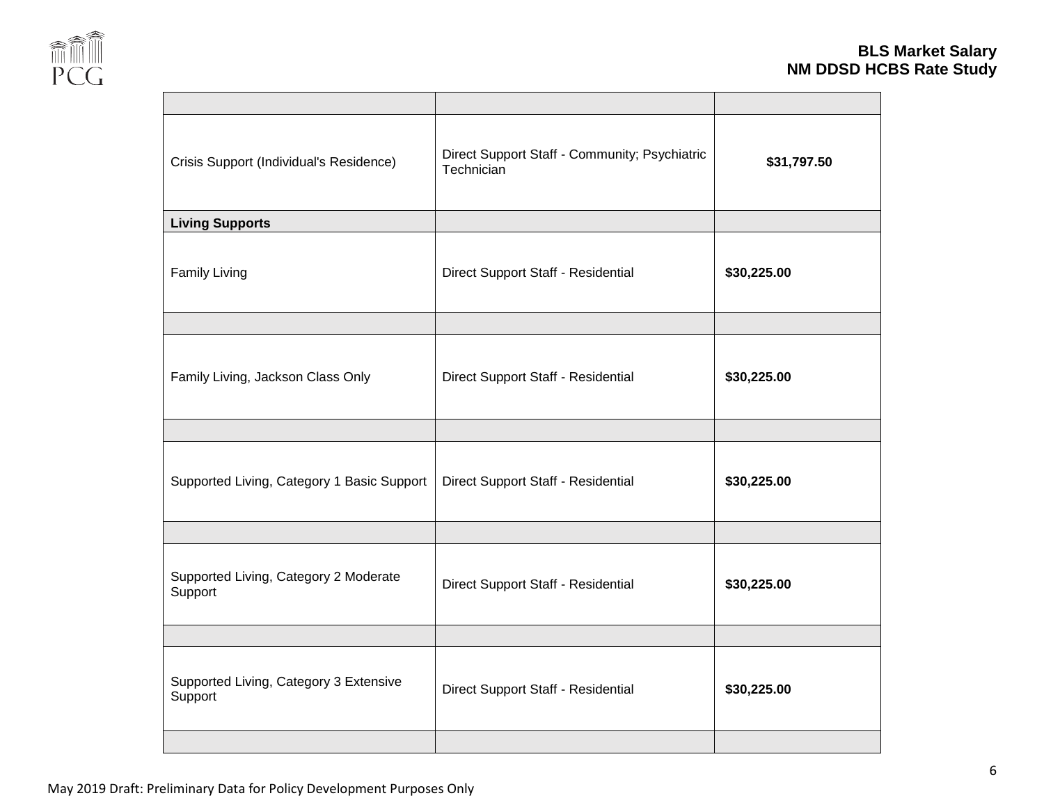| | | |
|---|---|---|
| Crisis Support (Individual's Residence) | Direct Support Staff - Community; Psychiatric Technician | **$31,797.50** |
| **Living Supports** | | |
| Family Living | Direct Support Staff - Residential | **$30,225.00** |
| | | |
| Family Living, Jackson Class Only | Direct Support Staff - Residential | **$30,225.00** |
| | | |
| Supported Living, Category 1 Basic Support | Direct Support Staff - Residential | **$30,225.00** |
| | | |
| Supported Living, Category 2 Moderate Support | Direct Support Staff - Residential | **$30,225.00** |
| | | |
| Supported Living, Category 3 Extensive Support | Direct Support Staff - Residential | **$30,225.00** |
| | | |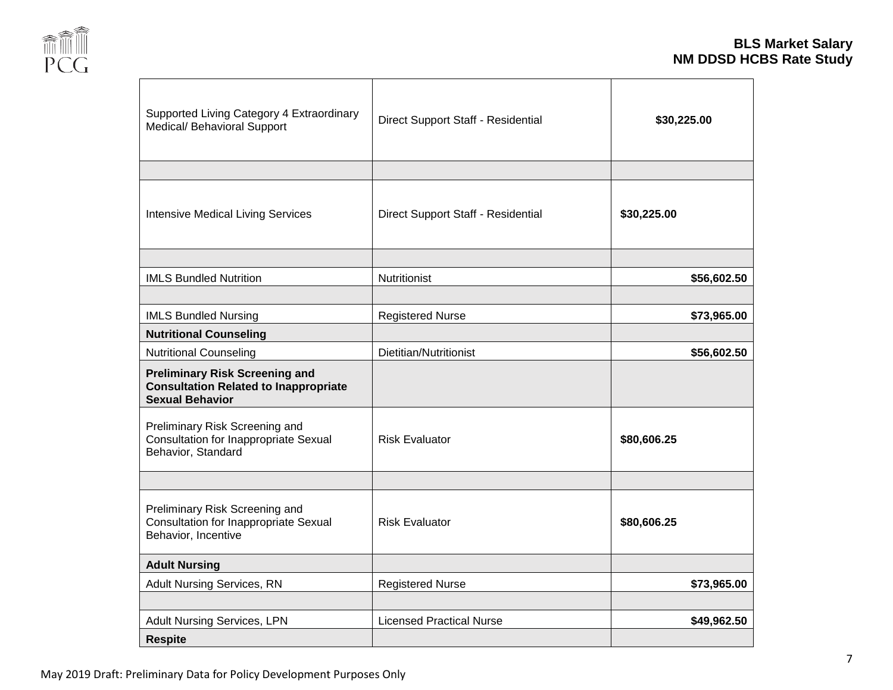| | | |
|---|---|---|
| Supported Living Category 4 Extraordinary Medical/ Behavioral Support | Direct Support Staff - Residential | **$30,225.00** |
| | | |
| Intensive Medical Living Services | Direct Support Staff - Residential | **$30,225.00** |
| | | |
| IMLS Bundled Nutrition | Nutritionist | **$56,602.50** |
| | | |
| IMLS Bundled Nursing | Registered Nurse | **$73,965.00** |
| **Nutritional Counseling** | | |
| Nutritional Counseling | Dietitian/Nutritionist | **$56,602.50** |
| **Preliminary Risk Screening and Consultation Related to Inappropriate Sexual Behavior** | | |
| Preliminary Risk Screening and Consultation for Inappropriate Sexual Behavior, Standard | Risk Evaluator | **$80,606.25** |
| | | |
| Preliminary Risk Screening and Consultation for Inappropriate Sexual Behavior, Incentive | Risk Evaluator | **$80,606.25** |
| **Adult Nursing** | | |
| Adult Nursing Services, RN | Registered Nurse | **$73,965.00** |
| | | |
| Adult Nursing Services, LPN | Licensed Practical Nurse | **$49,962.50** |
| **Respite** | | |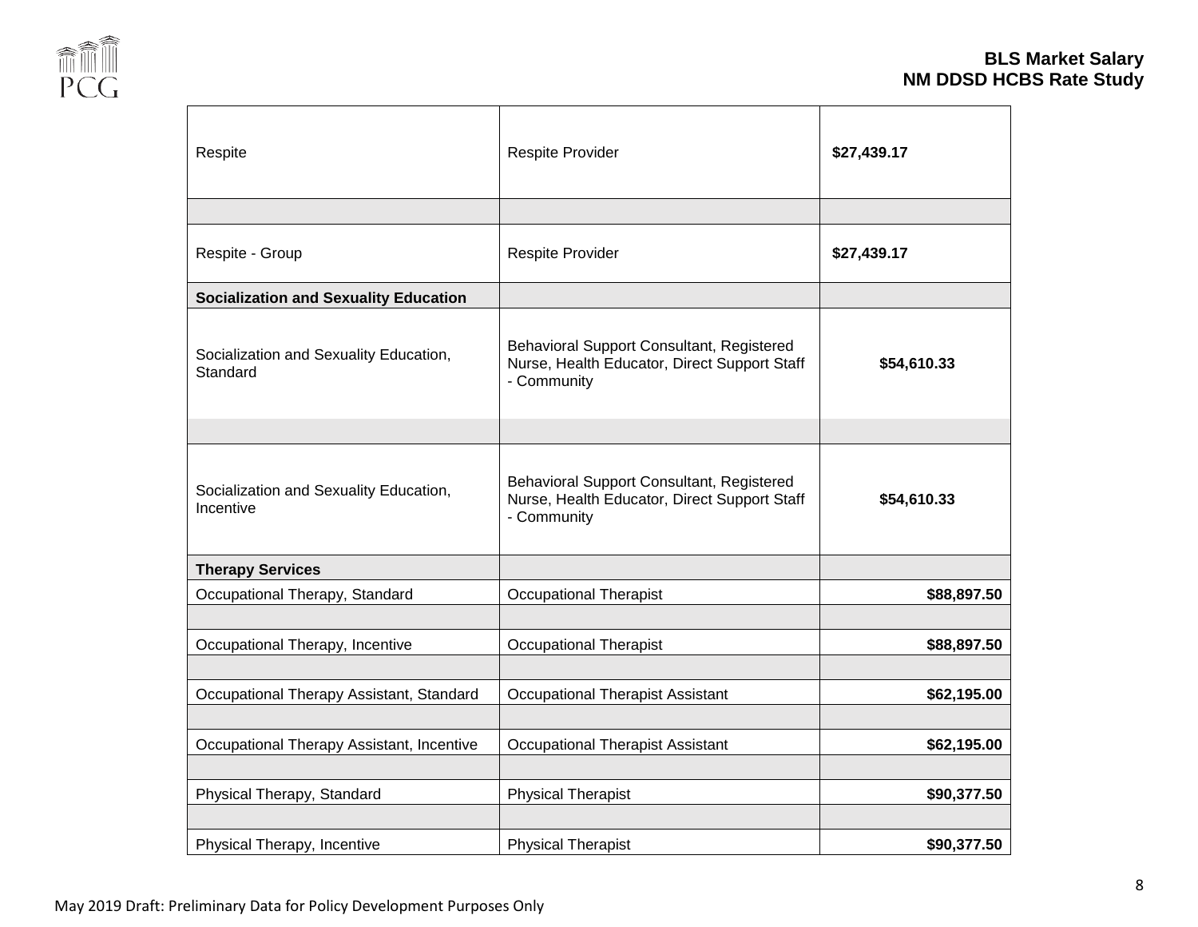| | | |
|---|---|---|
| Respite | Respite Provider | **$27,439.17** |
| | | |
| Respite - Group | Respite Provider | **$27,439.17** |
| **Socialization and Sexuality Education** | | |
| Socialization and Sexuality Education, Standard | Behavioral Support Consultant, Registered Nurse, Health Educator, Direct Support Staff - Community | **$54,610.33** |
| | | |
| Socialization and Sexuality Education, Incentive | Behavioral Support Consultant, Registered Nurse, Health Educator, Direct Support Staff - Community | **$54,610.33** |
| **Therapy Services** | | |
| Occupational Therapy, Standard | Occupational Therapist | **$88,897.50** |
| | | |
| Occupational Therapy, Incentive | Occupational Therapist | **$88,897.50** |
| | | |
| Occupational Therapy Assistant, Standard | Occupational Therapist Assistant | **$62,195.00** |
| | | |
| Occupational Therapy Assistant, Incentive | Occupational Therapist Assistant | **$62,195.00** |
| | | |
| Physical Therapy, Standard | Physical Therapist | **$90,377.50** |
| | | |
| Physical Therapy, Incentive | Physical Therapist | **$90,377.50** |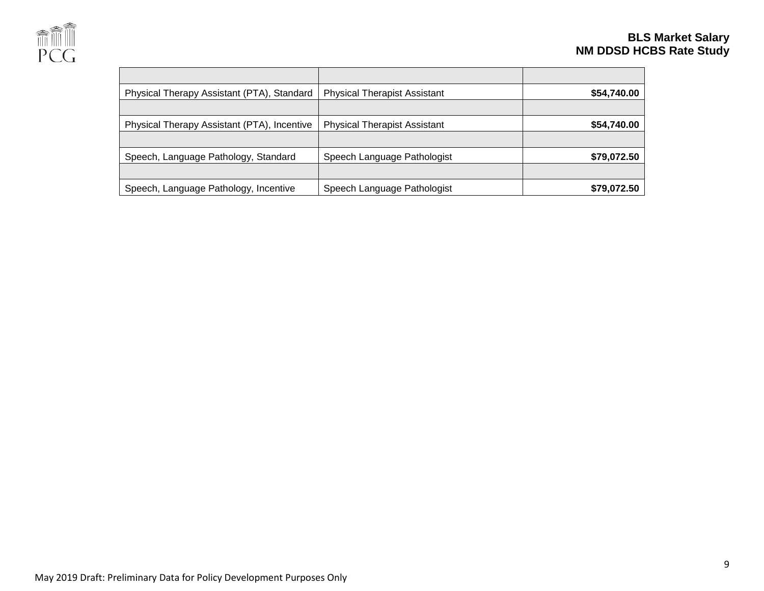| | | |
|---|---|---|
| Physical Therapy Assistant (PTA), Standard | Physical Therapist Assistant | **$54,740.00** |
| | | |
| Physical Therapy Assistant (PTA), Incentive | Physical Therapist Assistant | **$54,740.00** |
| | | |
| Speech, Language Pathology, Standard | Speech Language Pathologist | **$79,072.50** |
| | | |
| Speech, Language Pathology, Incentive | Speech Language Pathologist | **$79,072.50** |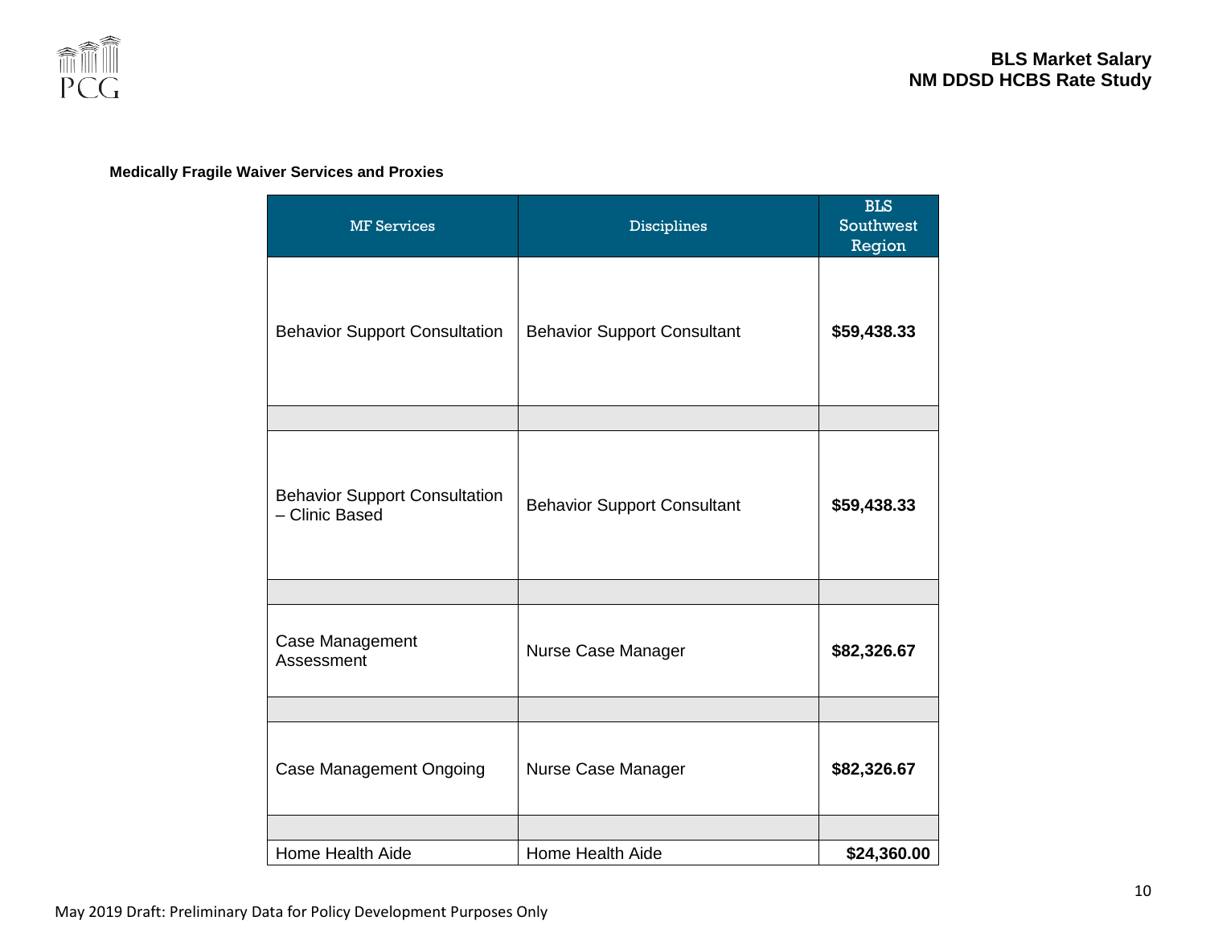**Medically Fragile Waiver Services and Proxies**

| MF Services | Disciplines | BLS Southwest Region |
|---|---|---|
| Behavior Support Consultation | Behavior Support Consultant | **$59,438.33** |
| | | |
| Behavior Support Consultation – Clinic Based | Behavior Support Consultant | **$59,438.33** |
| | | |
| Case Management Assessment | Nurse Case Manager | **$82,326.67** |
| | | |
| Case Management Ongoing | Nurse Case Manager | **$82,326.67** |
| | | |
| Home Health Aide | Home Health Aide | **$24,360.00** |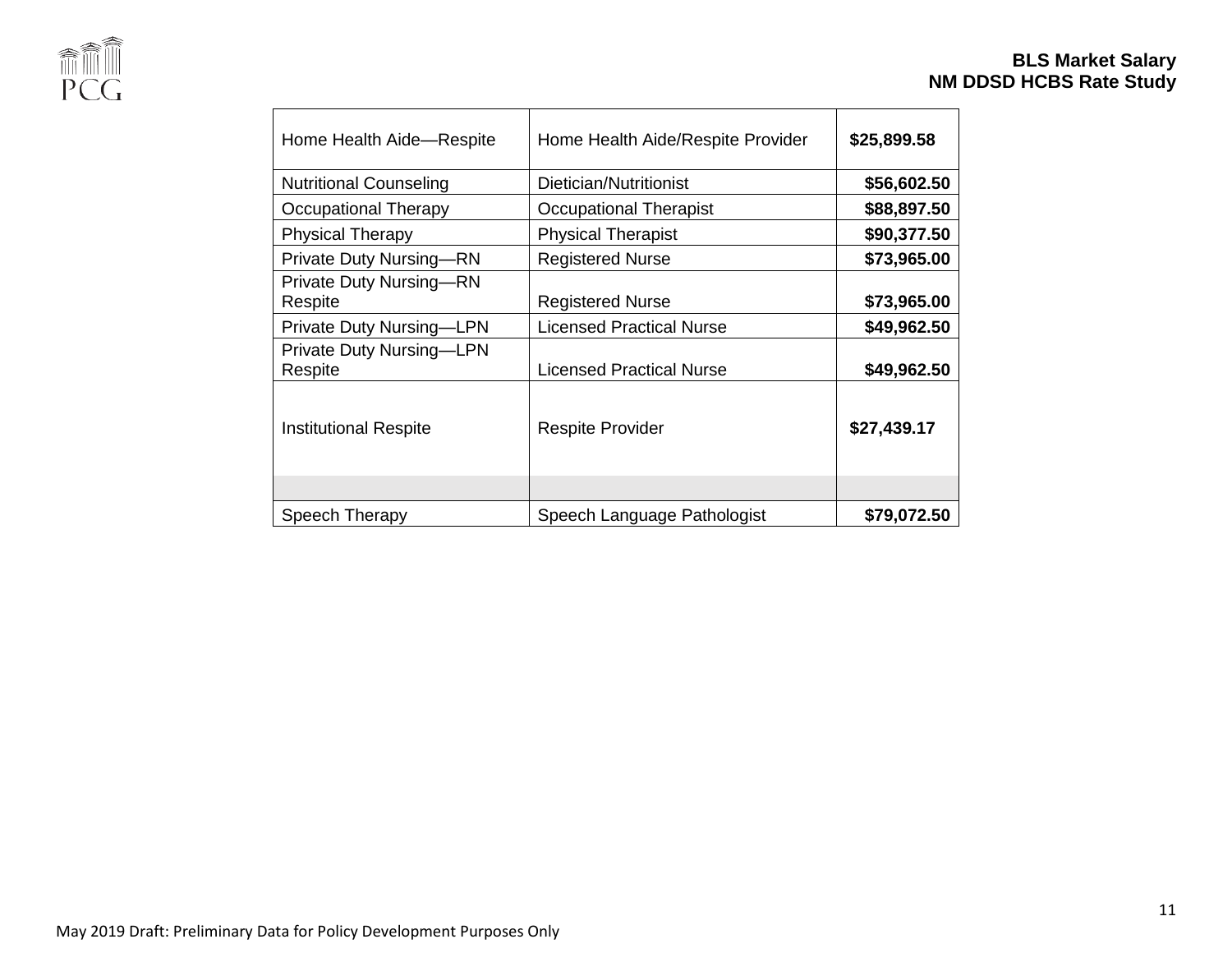| Home Health Aide—Respite | Home Health Aide/Respite Provider | **$25,899.58** |
|---|---|---|
| Nutritional Counseling | Dietician/Nutritionist | **$56,602.50** |
| Occupational Therapy | Occupational Therapist | **$88,897.50** |
| Physical Therapy | Physical Therapist | **$90,377.50** |
| Private Duty Nursing—RN | Registered Nurse | **$73,965.00** |
| Private Duty Nursing—RN Respite | Registered Nurse | **$73,965.00** |
| Private Duty Nursing—LPN | Licensed Practical Nurse | **$49,962.50** |
| Private Duty Nursing—LPN Respite | Licensed Practical Nurse | **$49,962.50** |
| Institutional Respite | Respite Provider | **$27,439.17** |
| | | |
| Speech Therapy | Speech Language Pathologist | **$79,072.50** |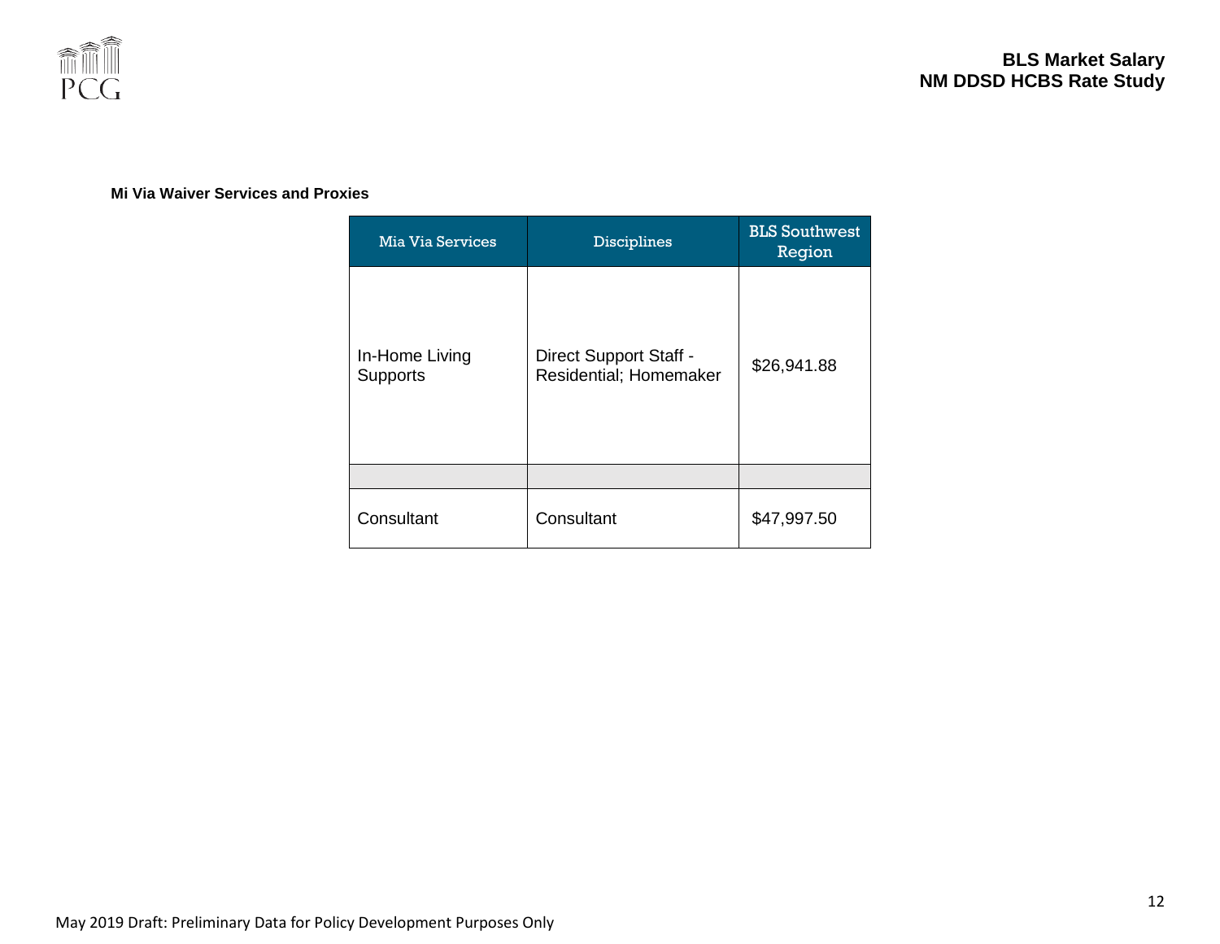**Mi Via Waiver Services and Proxies**

| Mia Via Services | Disciplines | BLS Southwest Region |
| --- | --- | --- |
| In-Home Living Supports | Direct Support Staff - Residential; Homemaker | $26,941.88 |
| | | |
| Consultant | Consultant | $47,997.50 |

May 2019 Draft: Preliminary Data for Policy Development Purposes Only